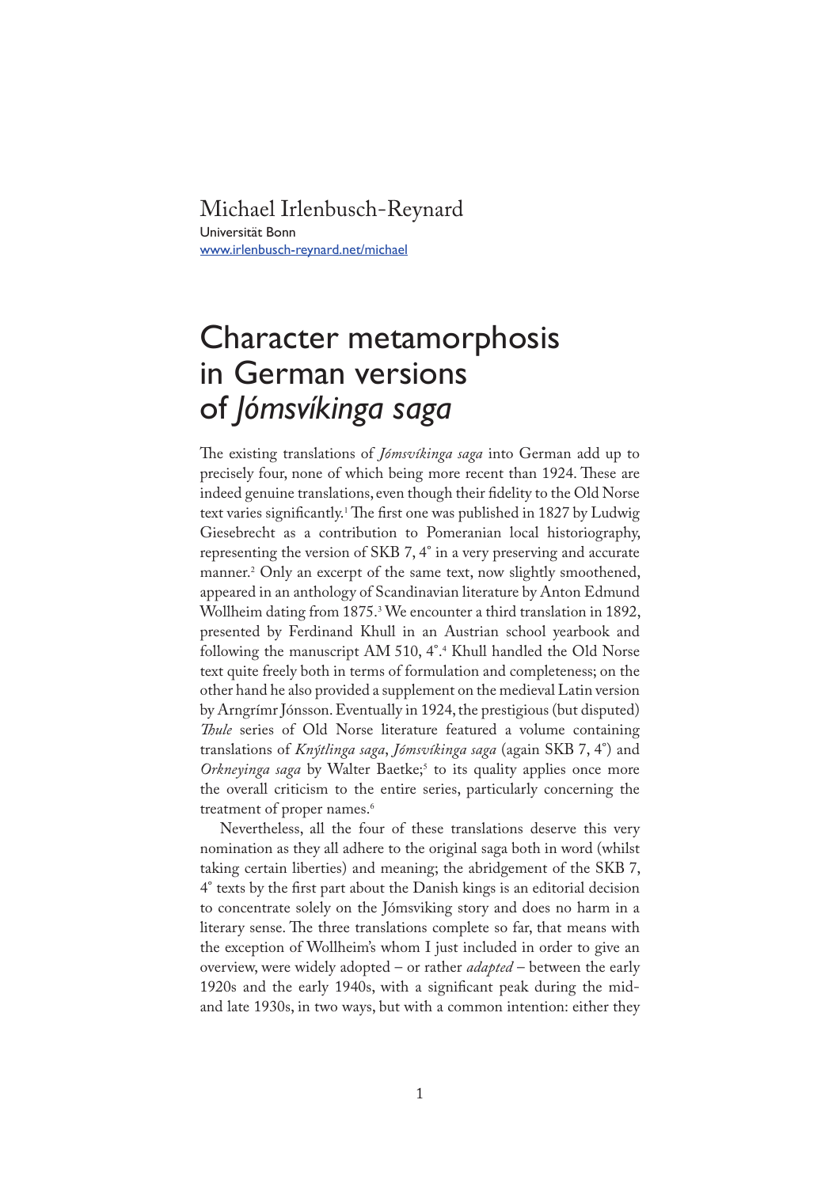Michael Irlenbusch-Reynard

Universität Bonn

www.irlenbusch-reynard.net/michael

# Character metamorphosis in German versions of *Jómsvíkinga saga*

The existing translations of *Jómsvíkinga saga* into German add up to precisely four, none of which being more recent than 1924. These are indeed genuine translations, even though their fidelity to the Old Norse text varies significantly.[1] The first one was published in 1827 by Ludwig Giesebrecht as a contribution to Pomeranian local historiography, representing the version of SKB 7, 4° in a very preserving and accurate manner.[2] Only an excerpt of the same text, now slightly smoothened, appeared in an anthology of Scandinavian literature by Anton Edmund Wollheim dating from 1875.[3] We encounter a third translation in 1892, presented by Ferdinand Khull in an Austrian school yearbook and following the manuscript AM 510, 4°.[4] Khull handled the Old Norse text quite freely both in terms of formulation and completeness; on the other hand he also provided a supplement on the medieval Latin version by Arngrímr Jónsson. Eventually in 1924, the prestigious (but disputed) *Thule* series of Old Norse literature featured a volume containing translations of *Knýtlinga saga*, *Jómsvíkinga saga* (again SKB 7, 4°) and *Orkneyinga saga* by Walter Baetke;[5] to its quality applies once more the overall criticism to the entire series, particularly concerning the treatment of proper names.[6]

Nevertheless, all the four of these translations deserve this very nomination as they all adhere to the original saga both in word (whilst taking certain liberties) and meaning; the abridgement of the SKB 7, 4° texts by the first part about the Danish kings is an editorial decision to concentrate solely on the Jómsviking story and does no harm in a literary sense. The three translations complete so far, that means with the exception of Wollheim's whom I just included in order to give an overview, were widely adopted – or rather *adapted* – between the early 1920s and the early 1940s, with a significant peak during the mid- and late 1930s, in two ways, but with a common intention: either they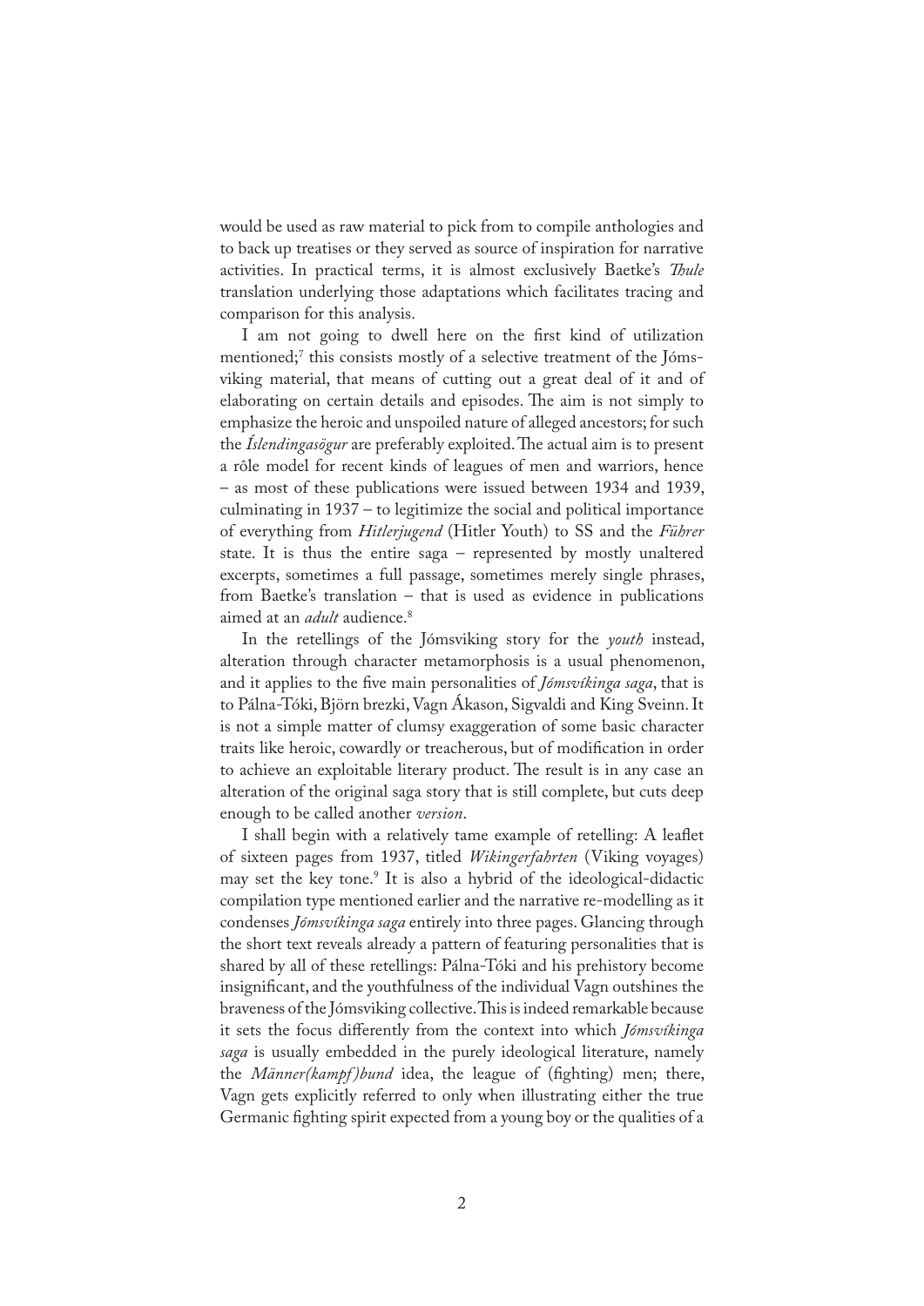would be used as raw material to pick from to compile anthologies and to back up treatises or they served as source of inspiration for narrative activities. In practical terms, it is almost exclusively Baetke's *Thule* translation underlying those adaptations which facilitates tracing and comparison for this analysis.

I am not going to dwell here on the first kind of utilization mentioned;[7] this consists mostly of a selective treatment of the Jómsviking material, that means of cutting out a great deal of it and of elaborating on certain details and episodes. The aim is not simply to emphasize the heroic and unspoiled nature of alleged ancestors; for such the *Íslendingasögur* are preferably exploited. The actual aim is to present a rôle model for recent kinds of leagues of men and warriors, hence – as most of these publications were issued between 1934 and 1939, culminating in 1937 – to legitimize the social and political importance of everything from *Hitlerjugend* (Hitler Youth) to SS and the *Führer* state. It is thus the entire saga – represented by mostly unaltered excerpts, sometimes a full passage, sometimes merely single phrases, from Baetke's translation – that is used as evidence in publications aimed at an *adult* audience.[8]

In the retellings of the Jómsviking story for the *youth* instead, alteration through character metamorphosis is a usual phenomenon, and it applies to the five main personalities of *Jómsvíkinga saga*, that is to Pálna-Tóki, Björn brezki, Vagn Ákason, Sigvaldi and King Sveinn. It is not a simple matter of clumsy exaggeration of some basic character traits like heroic, cowardly or treacherous, but of modification in order to achieve an exploitable literary product. The result is in any case an alteration of the original saga story that is still complete, but cuts deep enough to be called another *version*.

I shall begin with a relatively tame example of retelling: A leaflet of sixteen pages from 1937, titled *Wikingerfahrten* (Viking voyages) may set the key tone.[9] It is also a hybrid of the ideological-didactic compilation type mentioned earlier and the narrative re-modelling as it condenses *Jómsvíkinga saga* entirely into three pages. Glancing through the short text reveals already a pattern of featuring personalities that is shared by all of these retellings: Pálna-Tóki and his prehistory become insignificant, and the youthfulness of the individual Vagn outshines the braveness of the Jómsviking collective. This is indeed remarkable because it sets the focus differently from the context into which *Jómsvíkinga saga* is usually embedded in the purely ideological literature, namely the *Männer(kampf)bund* idea, the league of (fighting) men; there, Vagn gets explicitly referred to only when illustrating either the true Germanic fighting spirit expected from a young boy or the qualities of a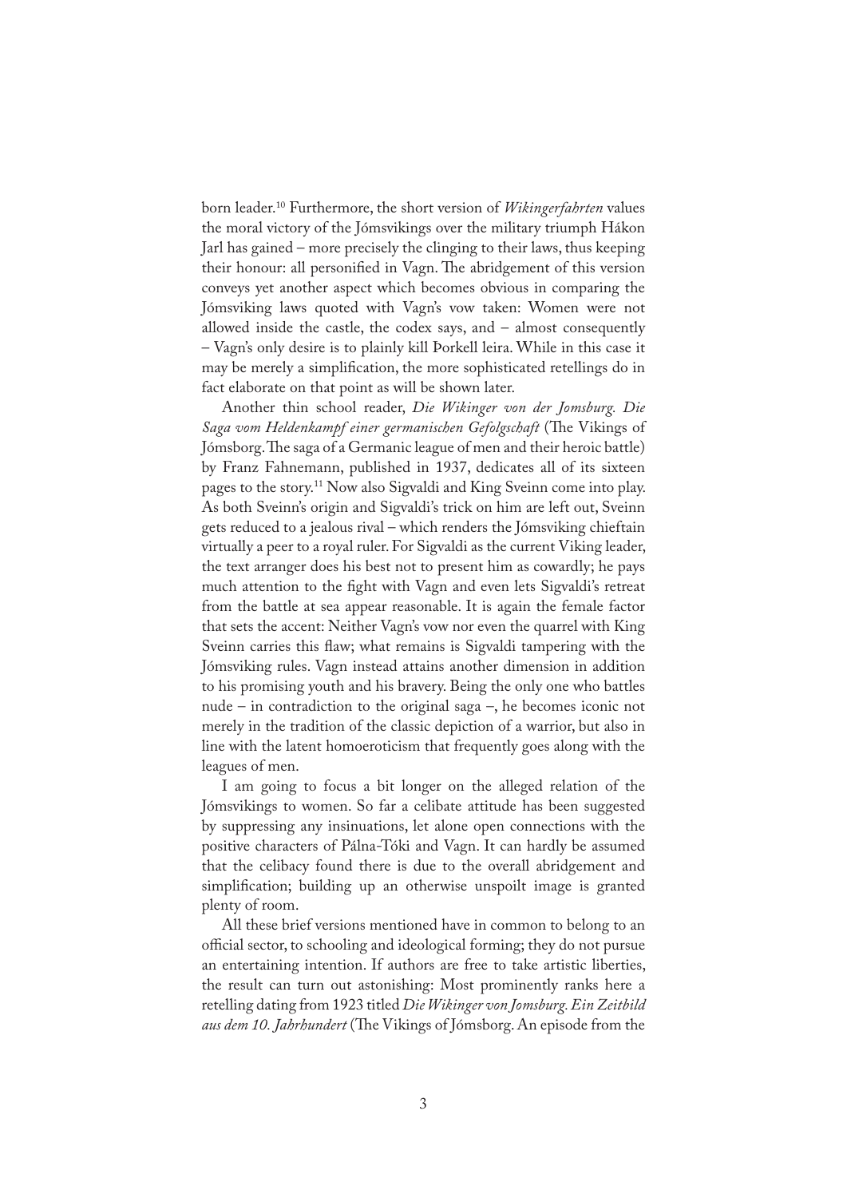born leader.[10] Furthermore, the short version of *Wikingerfahrten* values the moral victory of the Jómsvikings over the military triumph Hákon Jarl has gained – more precisely the clinging to their laws, thus keeping their honour: all personified in Vagn. The abridgement of this version conveys yet another aspect which becomes obvious in comparing the Jómsviking laws quoted with Vagn's vow taken: Women were not allowed inside the castle, the codex says, and – almost consequently – Vagn's only desire is to plainly kill Þorkell leira. While in this case it may be merely a simplification, the more sophisticated retellings do in fact elaborate on that point as will be shown later.

Another thin school reader, *Die Wikinger von der Jomsburg. Die Saga vom Heldenkampf einer germanischen Gefolgschaft* (The Vikings of Jómsborg. The saga of a Germanic league of men and their heroic battle) by Franz Fahnemann, published in 1937, dedicates all of its sixteen pages to the story.[11] Now also Sigvaldi and King Sveinn come into play. As both Sveinn's origin and Sigvaldi's trick on him are left out, Sveinn gets reduced to a jealous rival – which renders the Jómsviking chieftain virtually a peer to a royal ruler. For Sigvaldi as the current Viking leader, the text arranger does his best not to present him as cowardly; he pays much attention to the fight with Vagn and even lets Sigvaldi's retreat from the battle at sea appear reasonable. It is again the female factor that sets the accent: Neither Vagn's vow nor even the quarrel with King Sveinn carries this flaw; what remains is Sigvaldi tampering with the Jómsviking rules. Vagn instead attains another dimension in addition to his promising youth and his bravery. Being the only one who battles nude – in contradiction to the original saga –, he becomes iconic not merely in the tradition of the classic depiction of a warrior, but also in line with the latent homoeroticism that frequently goes along with the leagues of men.

I am going to focus a bit longer on the alleged relation of the Jómsvikings to women. So far a celibate attitude has been suggested by suppressing any insinuations, let alone open connections with the positive characters of Pálna-Tóki and Vagn. It can hardly be assumed that the celibacy found there is due to the overall abridgement and simplification; building up an otherwise unspoilt image is granted plenty of room.

All these brief versions mentioned have in common to belong to an official sector, to schooling and ideological forming; they do not pursue an entertaining intention. If authors are free to take artistic liberties, the result can turn out astonishing: Most prominently ranks here a retelling dating from 1923 titled *Die Wikinger von Jomsburg. Ein Zeitbild aus dem 10. Jahrhundert* (The Vikings of Jómsborg. An episode from the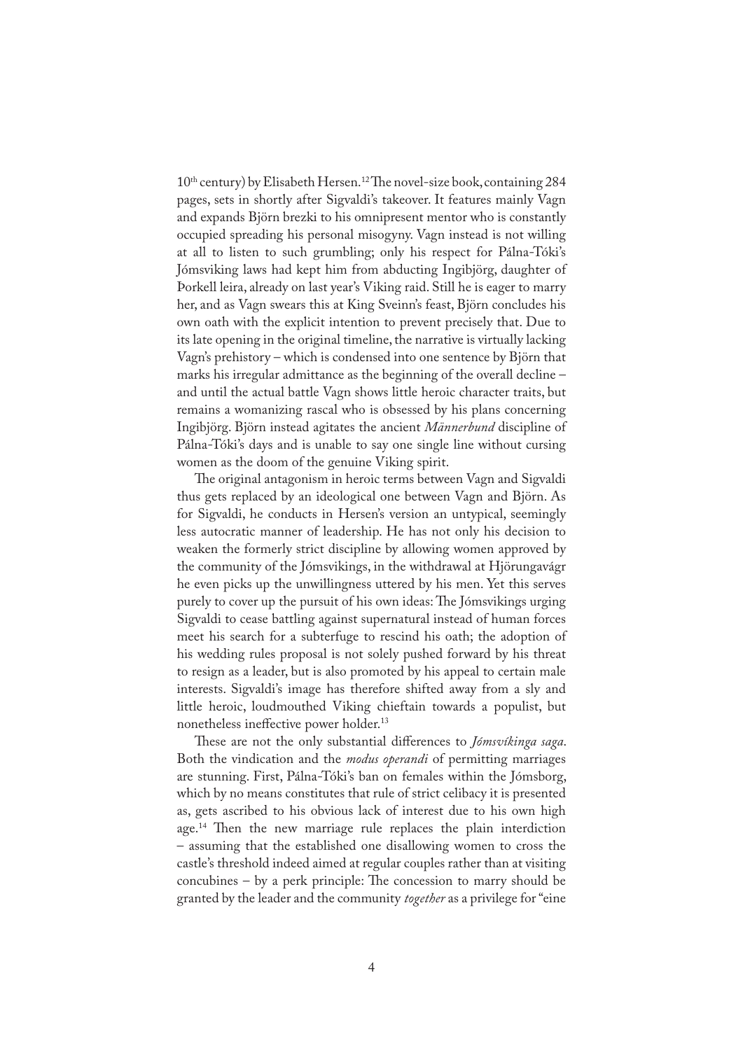10th century) by Elisabeth Hersen.[12] The novel-size book, containing 284 pages, sets in shortly after Sigvaldi's takeover. It features mainly Vagn and expands Björn brezki to his omnipresent mentor who is constantly occupied spreading his personal misogyny. Vagn instead is not willing at all to listen to such grumbling; only his respect for Pálna-Tóki's Jómsviking laws had kept him from abducting Ingibjörg, daughter of Þorkell leira, already on last year's Viking raid. Still he is eager to marry her, and as Vagn swears this at King Sveinn's feast, Björn concludes his own oath with the explicit intention to prevent precisely that. Due to its late opening in the original timeline, the narrative is virtually lacking Vagn's prehistory – which is condensed into one sentence by Björn that marks his irregular admittance as the beginning of the overall decline – and until the actual battle Vagn shows little heroic character traits, but remains a womanizing rascal who is obsessed by his plans concerning Ingibjörg. Björn instead agitates the ancient *Männerbund* discipline of Pálna-Tóki's days and is unable to say one single line without cursing women as the doom of the genuine Viking spirit.

The original antagonism in heroic terms between Vagn and Sigvaldi thus gets replaced by an ideological one between Vagn and Björn. As for Sigvaldi, he conducts in Hersen's version an untypical, seemingly less autocratic manner of leadership. He has not only his decision to weaken the formerly strict discipline by allowing women approved by the community of the Jómsvikings, in the withdrawal at Hjörungavágr he even picks up the unwillingness uttered by his men. Yet this serves purely to cover up the pursuit of his own ideas: The Jómsvikings urging Sigvaldi to cease battling against supernatural instead of human forces meet his search for a subterfuge to rescind his oath; the adoption of his wedding rules proposal is not solely pushed forward by his threat to resign as a leader, but is also promoted by his appeal to certain male interests. Sigvaldi's image has therefore shifted away from a sly and little heroic, loudmouthed Viking chieftain towards a populist, but nonetheless ineffective power holder.[13]

These are not the only substantial differences to *Jómsvíkinga saga*. Both the vindication and the *modus operandi* of permitting marriages are stunning. First, Pálna-Tóki's ban on females within the Jómsborg, which by no means constitutes that rule of strict celibacy it is presented as, gets ascribed to his obvious lack of interest due to his own high age.[14] Then the new marriage rule replaces the plain interdiction – assuming that the established one disallowing women to cross the castle's threshold indeed aimed at regular couples rather than at visiting concubines – by a perk principle: The concession to marry should be granted by the leader and the community *together* as a privilege for "eine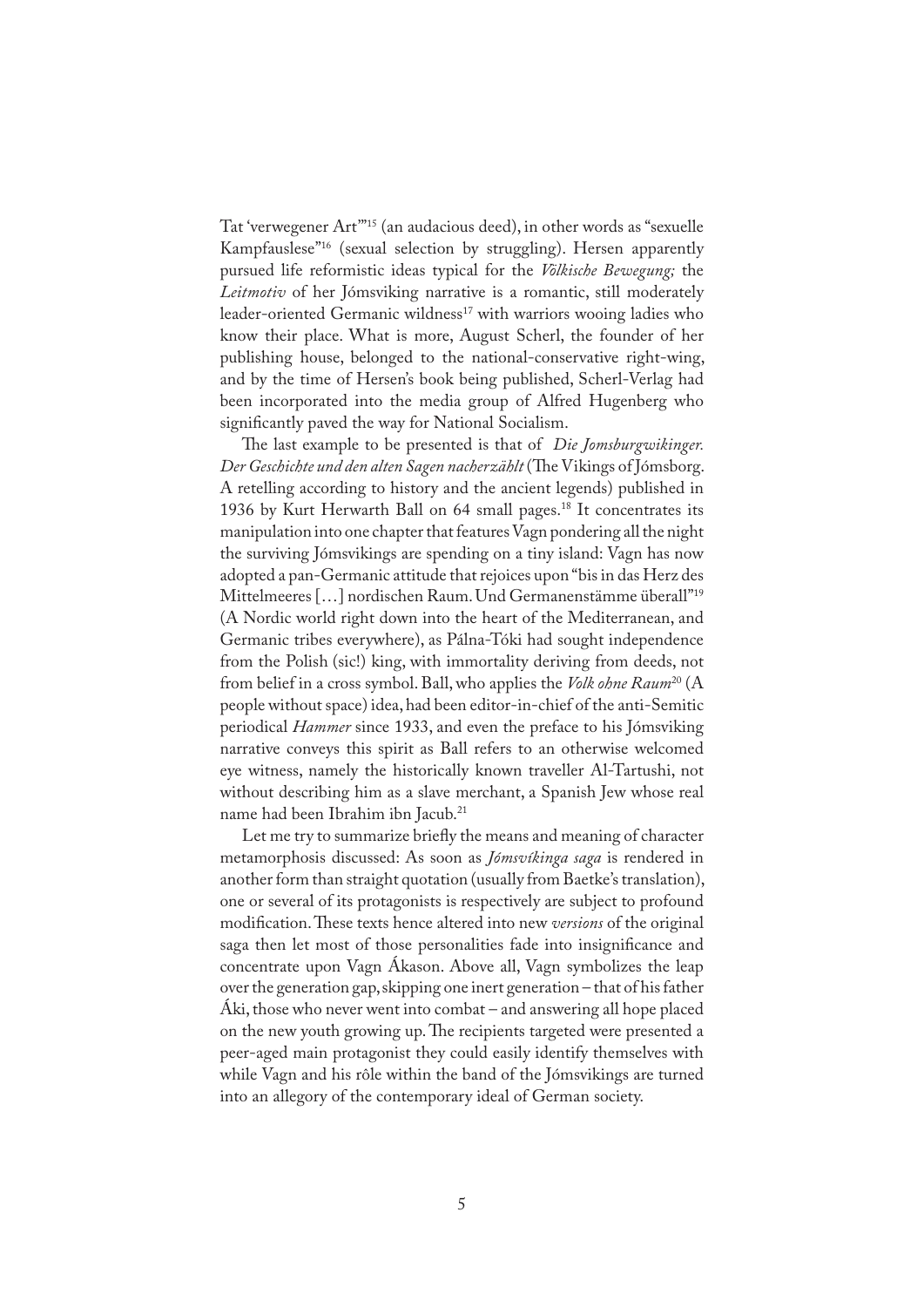Tat 'verwegener Art'"[15] (an audacious deed), in other words as "sexuelle Kampfauslese"[16] (sexual selection by struggling). Hersen apparently pursued life reformistic ideas typical for the *Völkische Bewegung;* the *Leitmotiv* of her Jómsviking narrative is a romantic, still moderately leader-oriented Germanic wildness[17] with warriors wooing ladies who know their place. What is more, August Scherl, the founder of her publishing house, belonged to the national-conservative right-wing, and by the time of Hersen's book being published, Scherl-Verlag had been incorporated into the media group of Alfred Hugenberg who significantly paved the way for National Socialism.

The last example to be presented is that of *Die Jomsburgwikinger. Der Geschichte und den alten Sagen nacherzählt* (The Vikings of Jómsborg. A retelling according to history and the ancient legends) published in 1936 by Kurt Herwarth Ball on 64 small pages.[18] It concentrates its manipulation into one chapter that features Vagn pondering all the night the surviving Jómsvikings are spending on a tiny island: Vagn has now adopted a pan-Germanic attitude that rejoices upon "bis in das Herz des Mittelmeeres […] nordischen Raum. Und Germanenstämme überall"[19] (A Nordic world right down into the heart of the Mediterranean, and Germanic tribes everywhere), as Pálna-Tóki had sought independence from the Polish (sic!) king, with immortality deriving from deeds, not from belief in a cross symbol. Ball, who applies the *Volk ohne Raum*[20] (A people without space) idea, had been editor-in-chief of the anti-Semitic periodical *Hammer* since 1933, and even the preface to his Jómsviking narrative conveys this spirit as Ball refers to an otherwise welcomed eye witness, namely the historically known traveller Al-Tartushi, not without describing him as a slave merchant, a Spanish Jew whose real name had been Ibrahim ibn Jacub.[21]

Let me try to summarize briefly the means and meaning of character metamorphosis discussed: As soon as *Jómsvíkinga saga* is rendered in another form than straight quotation (usually from Baetke's translation), one or several of its protagonists is respectively are subject to profound modification. These texts hence altered into new *versions* of the original saga then let most of those personalities fade into insignificance and concentrate upon Vagn Ákason. Above all, Vagn symbolizes the leap over the generation gap, skipping one inert generation – that of his father Áki, those who never went into combat – and answering all hope placed on the new youth growing up. The recipients targeted were presented a peer-aged main protagonist they could easily identify themselves with while Vagn and his rôle within the band of the Jómsvikings are turned into an allegory of the contemporary ideal of German society.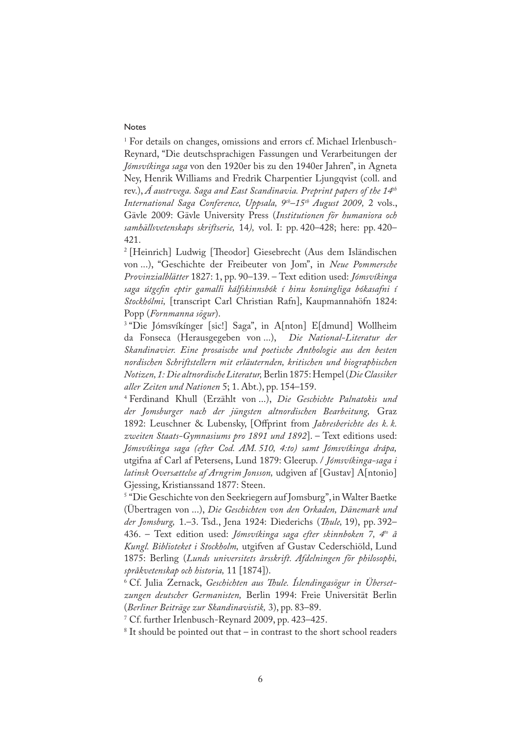Notes

[1] For details on changes, omissions and errors cf. Michael Irlenbusch-Reynard, "Die deutschsprachigen Fassungen und Verarbeitungen der *Jómsvíkinga saga* von den 1920er bis zu den 1940er Jahren", in Agneta Ney, Henrik Williams and Fredrik Charpentier Ljungqvist (coll. and rev.), *Á austrvega. Saga and East Scandinavia. Preprint papers of the 14th International Saga Conference, Uppsala, 9th–15th August 2009,* 2 vols., Gävle 2009: Gävle University Press (*Institutionen för humaniora och samhällsvetenskaps skriftserie,* 14*),* vol. I: pp. 420–428; here: pp. 420–421.

[2] [Heinrich] Ludwig [Theodor] Giesebrecht (Aus dem Isländischen von …), "Geschichte der Freibeuter von Jom", in *Neue Pommersche Provinzialblätter* 1827: 1, pp. 90–139. – Text edition used: *Jómsvíkinga saga útgefin eptir gamalli kálfskinnsbók í hinu konúngliga bókasafni í Stockhólmi,* [transcript Carl Christian Rafn], Kaupmannahöfn 1824: Popp (*Fornmanna sögur*).

[3] "Die Jómsvíkínger [sic!] Saga", in A[nton] E[dmund] Wollheim da Fonseca (Herausgegeben von …), *Die National-Literatur der Skandinavier. Eine prosaische und poetische Anthologie aus den besten nordischen Schriftstellern mit erläuternden, kritischen und biographischen Notizen, 1: Die altnordische Literatur,* Berlin 1875: Hempel (*Die Classiker aller Zeiten und Nationen* 5; 1. Abt.), pp. 154–159.

[4] Ferdinand Khull (Erzählt von …), *Die Geschichte Palnatokis und der Jomsburger nach der jüngsten altnordischen Bearbeitung,* Graz 1892: Leuschner & Lubensky, [Offprint from *Jahresberichte des k. k. zweiten Staats-Gymnasiums pro 1891 und 1892*]. – Text editions used: *Jómsvíkinga saga (efter Cod. AM. 510, 4:to) samt Jómsvíkinga drápa,* utgifna af Carl af Petersens, Lund 1879: Gleerup. / *Jómsvíkinga-saga i latinsk Oversættelse af Arngrim Jonsson,* udgiven af [Gustav] A[ntonio] Gjessing, Kristianssand 1877: Steen.

[5] "Die Geschichte von den Seekriegern auf Jomsburg", in Walter Baetke (Übertragen von …), *Die Geschichten von den Orkaden, Dänemark und der Jomsburg,* 1.–3. Tsd., Jena 1924: Diederichs (*Thule,* 19), pp. 392–436. – Text edition used: *Jómsvíkinga saga efter skinnboken 7, 4to å Kungl. Biblioteket i Stockholm,* utgifven af Gustav Cederschiöld, Lund 1875: Berling (*Lunds universitets årsskrift. Afdelningen för philosophi, språkvetenskap och historia,* 11 [1874]).

[6] Cf. Julia Zernack, *Geschichten aus Thule. Íslendingasögur in Übersetzungen deutscher Germanisten,* Berlin 1994: Freie Universität Berlin (*Berliner Beiträge zur Skandinavistik,* 3), pp. 83–89.

[7] Cf. further Irlenbusch-Reynard 2009, pp. 423–425.

[8] It should be pointed out that – in contrast to the short school readers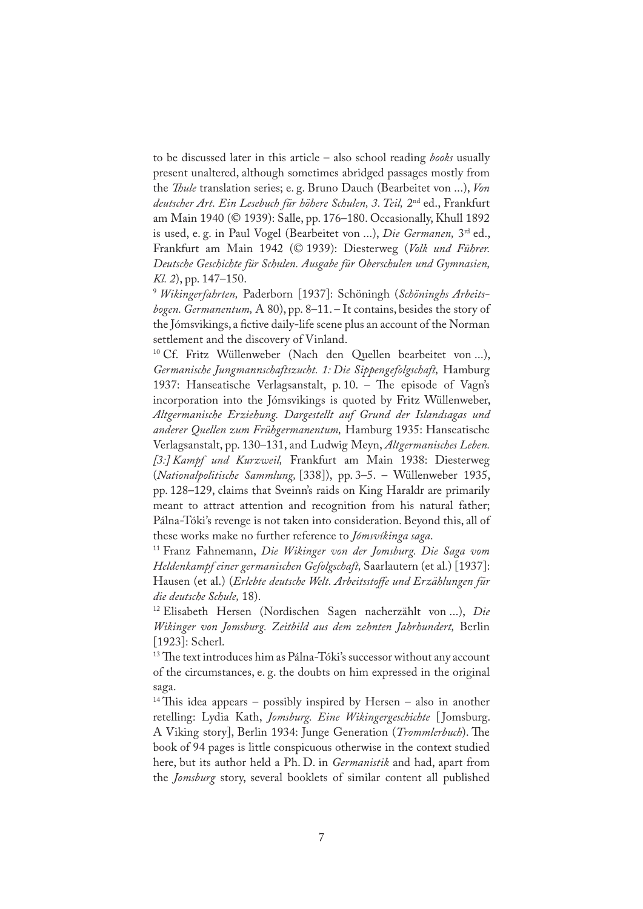to be discussed later in this article – also school reading *books* usually present unaltered, although sometimes abridged passages mostly from the *Thule* translation series; e. g. Bruno Dauch (Bearbeitet von ...), *Von deutscher Art. Ein Lesebuch für höhere Schulen, 3. Teil,* 2nd ed., Frankfurt am Main 1940 (© 1939): Salle, pp. 176–180. Occasionally, Khull 1892 is used, e. g. in Paul Vogel (Bearbeitet von ...), *Die Germanen,* 3rd ed., Frankfurt am Main 1942 (© 1939): Diesterweg (*Volk und Führer. Deutsche Geschichte für Schulen. Ausgabe für Oberschulen und Gymnasien, Kl. 2*), pp. 147–150.

[9] *Wikingerfahrten,* Paderborn [1937]: Schöningh (*Schöninghs Arbeitsbogen. Germanentum,* A 80), pp. 8–11. – It contains, besides the story of the Jómsvikings, a fictive daily-life scene plus an account of the Norman settlement and the discovery of Vinland.

[10] Cf. Fritz Wüllenweber (Nach den Quellen bearbeitet von ...), *Germanische Jungmannschaftszucht. 1: Die Sippengefolgschaft,* Hamburg 1937: Hanseatische Verlagsanstalt, p. 10. – The episode of Vagn's incorporation into the Jómsvikings is quoted by Fritz Wüllenweber, *Altgermanische Erziehung. Dargestellt auf Grund der Islandsagas und anderer Quellen zum Frühgermanentum,* Hamburg 1935: Hanseatische Verlagsanstalt, pp. 130–131, and Ludwig Meyn, *Altgermanisches Leben. [3:] Kampf und Kurzweil,* Frankfurt am Main 1938: Diesterweg (*Nationalpolitische Sammlung,* [338]), pp. 3–5. – Wüllenweber 1935, pp. 128–129, claims that Sveinn's raids on King Haraldr are primarily meant to attract attention and recognition from his natural father; Pálna-Tóki's revenge is not taken into consideration. Beyond this, all of these works make no further reference to *Jómsvíkinga saga*.

[11] Franz Fahnemann, *Die Wikinger von der Jomsburg. Die Saga vom Heldenkampf einer germanischen Gefolgschaft,* Saarlautern (et al.) [1937]: Hausen (et al.) (*Erlebte deutsche Welt. Arbeitsstoffe und Erzählungen für die deutsche Schule,* 18).

[12] Elisabeth Hersen (Nordischen Sagen nacherzählt von ...), *Die Wikinger von Jomsburg. Zeitbild aus dem zehnten Jahrhundert,* Berlin [1923]: Scherl.

[13] The text introduces him as Pálna-Tóki's successor without any account of the circumstances, e. g. the doubts on him expressed in the original saga.

[14] This idea appears – possibly inspired by Hersen – also in another retelling: Lydia Kath, *Jomsburg. Eine Wikingergeschichte* [Jomsburg. A Viking story], Berlin 1934: Junge Generation (*Trommlerbuch*). The book of 94 pages is little conspicuous otherwise in the context studied here, but its author held a Ph. D. in *Germanistik* and had, apart from the *Jomsburg* story, several booklets of similar content all published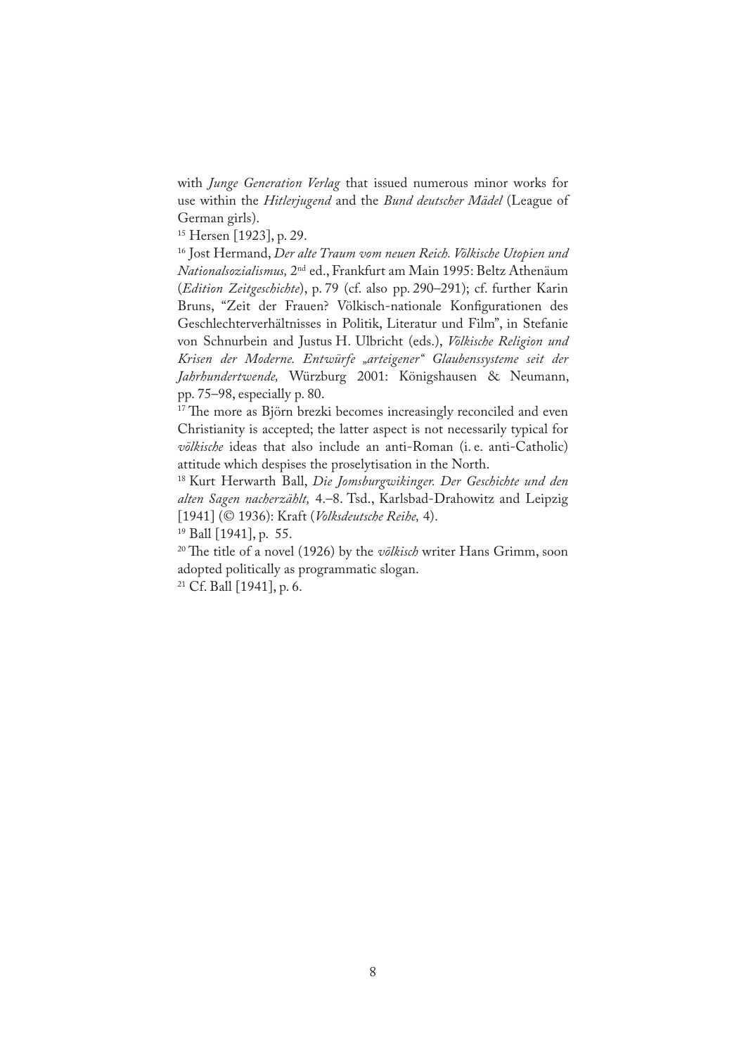with *Junge Generation Verlag* that issued numerous minor works for use within the *Hitlerjugend* and the *Bund deutscher Mädel* (League of German girls).

[15] Hersen [1923], p. 29.

[16] Jost Hermand, *Der alte Traum vom neuen Reich. Völkische Utopien und Nationalsozialismus,* 2nd ed., Frankfurt am Main 1995: Beltz Athenäum (*Edition Zeitgeschichte*), p. 79 (cf. also pp. 290–291); cf. further Karin Bruns, "Zeit der Frauen? Völkisch-nationale Konfigurationen des Geschlechterverhältnisses in Politik, Literatur und Film", in Stefanie von Schnurbein and Justus H. Ulbricht (eds.), *Völkische Religion und Krisen der Moderne. Entwürfe „arteigener" Glaubenssysteme seit der Jahrhundertwende,* Würzburg 2001: Königshausen & Neumann, pp. 75–98, especially p. 80.

[17] The more as Björn brezki becomes increasingly reconciled and even Christianity is accepted; the latter aspect is not necessarily typical for *völkische* ideas that also include an anti-Roman (i. e. anti-Catholic) attitude which despises the proselytisation in the North.

[18] Kurt Herwarth Ball, *Die Jomsburgwikinger. Der Geschichte und den alten Sagen nacherzählt,* 4.–8. Tsd., Karlsbad-Drahowitz and Leipzig [1941] (© 1936): Kraft (*Volksdeutsche Reihe,* 4).

[19] Ball [1941], p. 55.

[20] The title of a novel (1926) by the *völkisch* writer Hans Grimm, soon adopted politically as programmatic slogan.

[21] Cf. Ball [1941], p. 6.